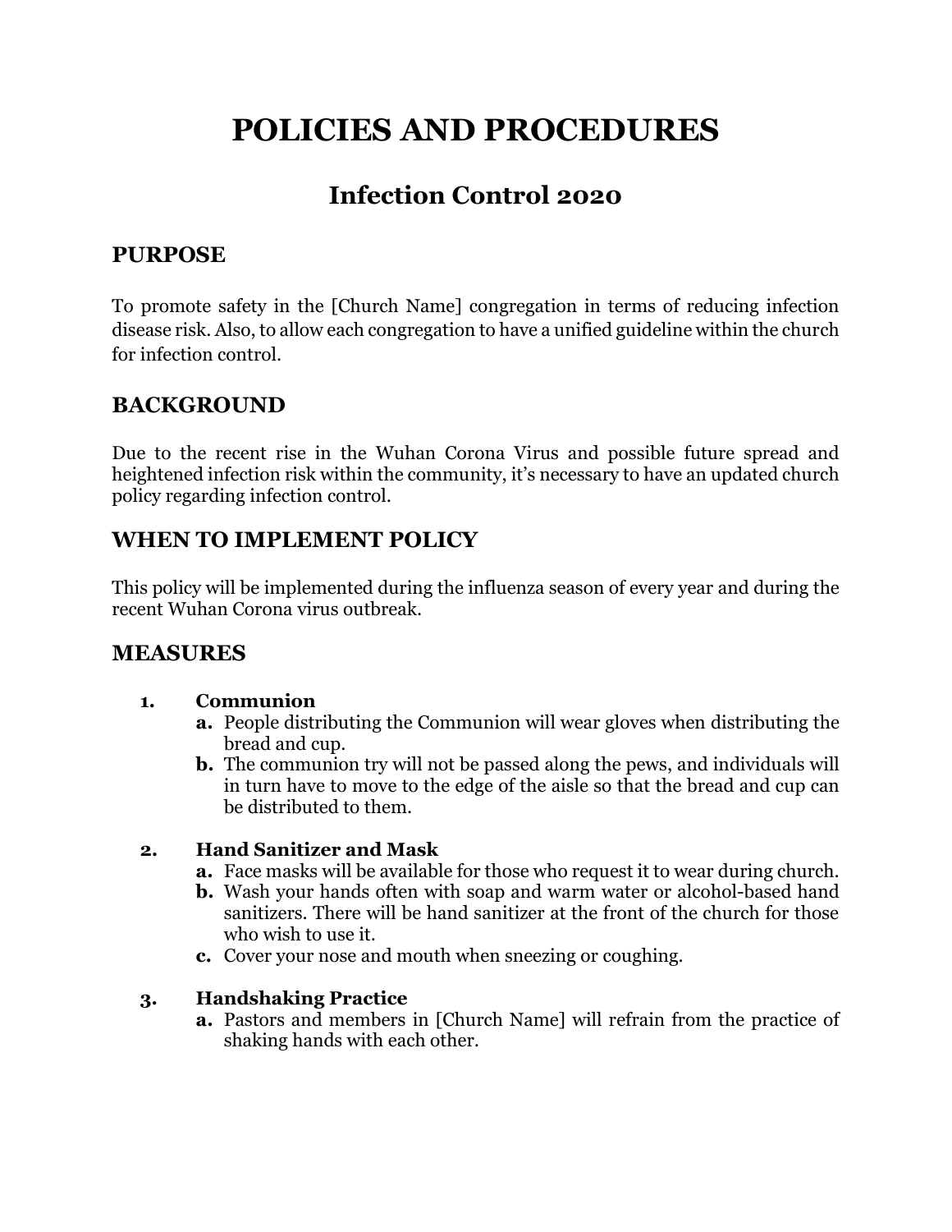# POLICIES AND PROCEDURES

## Infection Control 2020

### PURPOSE

To promote safety in the [Church Name] congregation in terms of reducing infection disease risk. Also, to allow each congregation to have a unified guideline within the church for infection control.

### BACKGROUND

Due to the recent rise in the Wuhan Corona Virus and possible future spread and heightened infection risk within the community, it's necessary to have an updated church policy regarding infection control.

### WHEN TO IMPLEMENT POLICY

This policy will be implemented during the influenza season of every year and during the recent Wuhan Corona virus outbreak.

### MEASURES

1. **Communion**
   - **a.** People distributing the Communion will wear gloves when distributing the bread and cup.
   - **b.** The communion try will not be passed along the pews, and individuals will in turn have to move to the edge of the aisle so that the bread and cup can be distributed to them.

2. **Hand Sanitizer and Mask**
   - **a.** Face masks will be available for those who request it to wear during church.
   - **b.** Wash your hands often with soap and warm water or alcohol-based hand sanitizers. There will be hand sanitizer at the front of the church for those who wish to use it.
   - **c.** Cover your nose and mouth when sneezing or coughing.

3. **Handshaking Practice**
   - **a.** Pastors and members in [Church Name] will refrain from the practice of shaking hands with each other.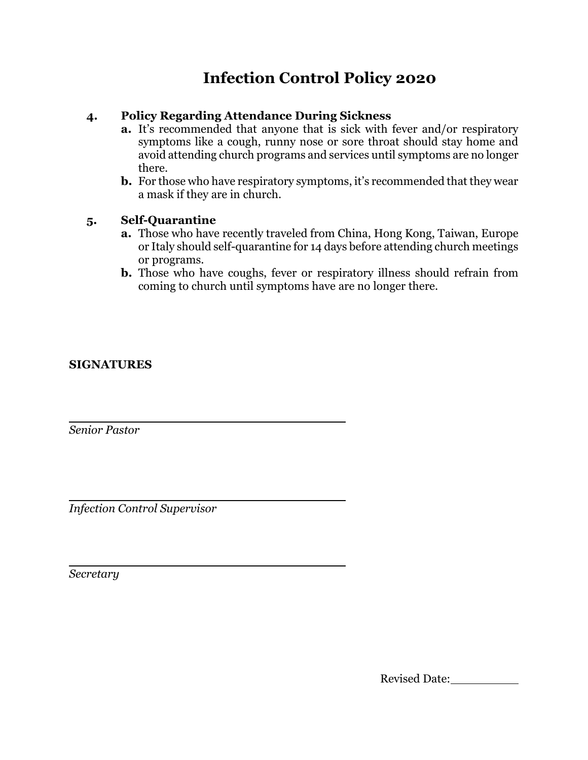# Infection Control Policy 2020

4. **Policy Regarding Attendance During Sickness**
   - **a.** It's recommended that anyone that is sick with fever and/or respiratory symptoms like a cough, runny nose or sore throat should stay home and avoid attending church programs and services until symptoms are no longer there.
   - **b.** For those who have respiratory symptoms, it's recommended that they wear a mask if they are in church.

5. **Self-Quarantine**
   - **a.** Those who have recently traveled from China, Hong Kong, Taiwan, Europe or Italy should self-quarantine for 14 days before attending church meetings or programs.
   - **b.** Those who have coughs, fever or respiratory illness should refrain from coming to church until symptoms have are no longer there.

**SIGNATURES**

\_\_\_\_\_\_\_\_\_\_\_\_\_\_\_\_\_\_\_\_\_\_\_\_\_\_\_\_\_\_\_\_\_\_\_\_\_\_\_\_

*Senior Pastor*

\_\_\_\_\_\_\_\_\_\_\_\_\_\_\_\_\_\_\_\_\_\_\_\_\_\_\_\_\_\_\_\_\_\_\_\_\_\_\_\_

*Infection Control Supervisor*

\_\_\_\_\_\_\_\_\_\_\_\_\_\_\_\_\_\_\_\_\_\_\_\_\_\_\_\_\_\_\_\_\_\_\_\_\_\_\_\_

*Secretary*

Revised Date:\_\_\_\_\_\_\_\_\_\_